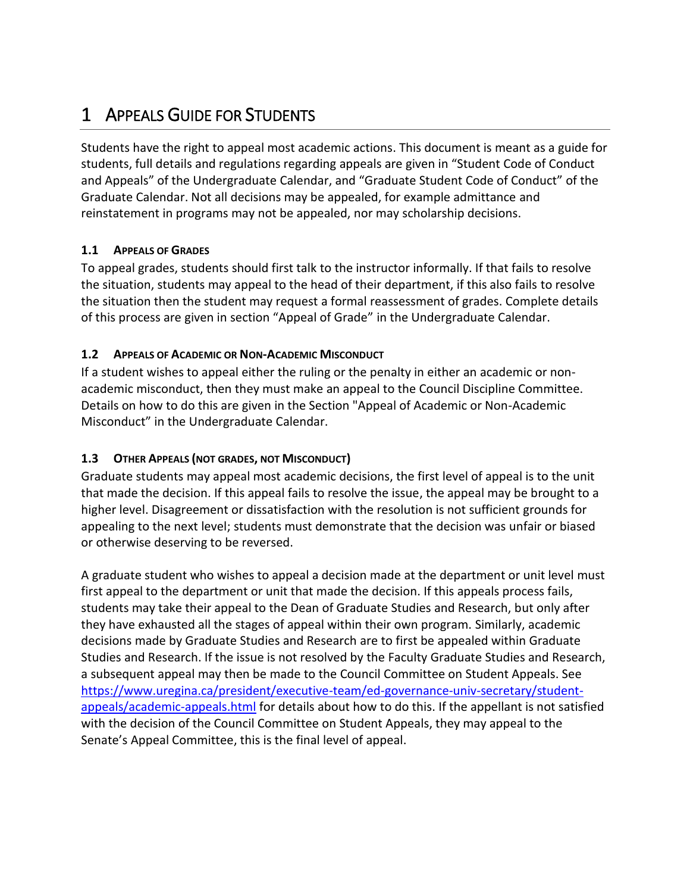# 1 Appeals Guide for Students

Students have the right to appeal most academic actions. This document is meant as a guide for students, full details and regulations regarding appeals are given in "Student Code of Conduct and Appeals" of the Undergraduate Calendar, and "Graduate Student Code of Conduct" of the Graduate Calendar. Not all decisions may be appealed, for example admittance and reinstatement in programs may not be appealed, nor may scholarship decisions.

## 1.1 Appeals of Grades

To appeal grades, students should first talk to the instructor informally. If that fails to resolve the situation, students may appeal to the head of their department, if this also fails to resolve the situation then the student may request a formal reassessment of grades. Complete details of this process are given in section "Appeal of Grade" in the Undergraduate Calendar.

## 1.2 Appeals of Academic or Non-Academic Misconduct

If a student wishes to appeal either the ruling or the penalty in either an academic or non-academic misconduct, then they must make an appeal to the Council Discipline Committee. Details on how to do this are given in the Section "Appeal of Academic or Non-Academic Misconduct" in the Undergraduate Calendar.

## 1.3 Other Appeals (not grades, not Misconduct)

Graduate students may appeal most academic decisions, the first level of appeal is to the unit that made the decision. If this appeal fails to resolve the issue, the appeal may be brought to a higher level. Disagreement or dissatisfaction with the resolution is not sufficient grounds for appealing to the next level; students must demonstrate that the decision was unfair or biased or otherwise deserving to be reversed.

A graduate student who wishes to appeal a decision made at the department or unit level must first appeal to the department or unit that made the decision. If this appeals process fails, students may take their appeal to the Dean of Graduate Studies and Research, but only after they have exhausted all the stages of appeal within their own program. Similarly, academic decisions made by Graduate Studies and Research are to first be appealed within Graduate Studies and Research. If the issue is not resolved by the Faculty Graduate Studies and Research, a subsequent appeal may then be made to the Council Committee on Student Appeals. See [https://www.uregina.ca/president/executive-team/ed-governance-univ-secretary/student-appeals/academic-appeals.html](https://www.uregina.ca/president/executive-team/ed-governance-univ-secretary/student-appeals/academic-appeals.html) for details about how to do this. If the appellant is not satisfied with the decision of the Council Committee on Student Appeals, they may appeal to the Senate's Appeal Committee, this is the final level of appeal.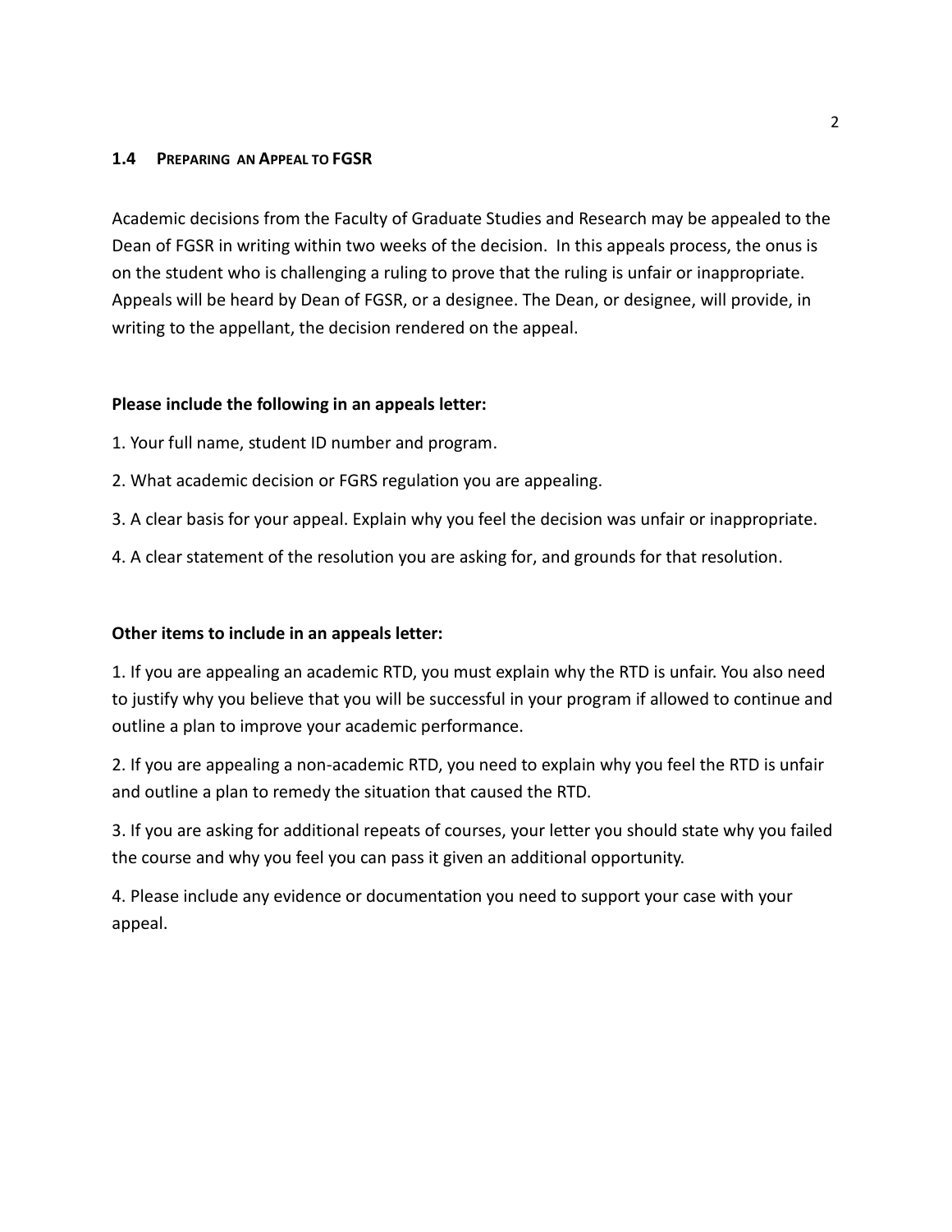### 1.4 Preparing an Appeal to FGSR

Academic decisions from the Faculty of Graduate Studies and Research may be appealed to the Dean of FGSR in writing within two weeks of the decision. In this appeals process, the onus is on the student who is challenging a ruling to prove that the ruling is unfair or inappropriate. Appeals will be heard by Dean of FGSR, or a designee. The Dean, or designee, will provide, in writing to the appellant, the decision rendered on the appeal.

**Please include the following in an appeals letter:**

1. Your full name, student ID number and program.
2. What academic decision or FGRS regulation you are appealing.
3. A clear basis for your appeal. Explain why you feel the decision was unfair or inappropriate.
4. A clear statement of the resolution you are asking for, and grounds for that resolution.

**Other items to include in an appeals letter:**

1. If you are appealing an academic RTD, you must explain why the RTD is unfair. You also need to justify why you believe that you will be successful in your program if allowed to continue and outline a plan to improve your academic performance.
2. If you are appealing a non-academic RTD, you need to explain why you feel the RTD is unfair and outline a plan to remedy the situation that caused the RTD.
3. If you are asking for additional repeats of courses, your letter you should state why you failed the course and why you feel you can pass it given an additional opportunity.
4. Please include any evidence or documentation you need to support your case with your appeal.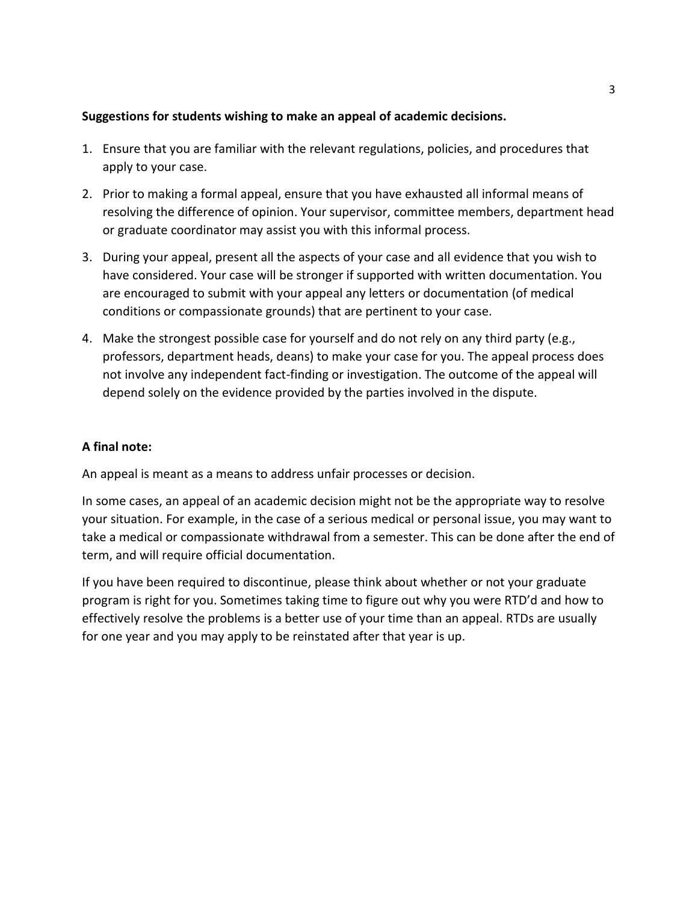**Suggestions for students wishing to make an appeal of academic decisions.**

1. Ensure that you are familiar with the relevant regulations, policies, and procedures that apply to your case.
2. Prior to making a formal appeal, ensure that you have exhausted all informal means of resolving the difference of opinion. Your supervisor, committee members, department head or graduate coordinator may assist you with this informal process.
3. During your appeal, present all the aspects of your case and all evidence that you wish to have considered. Your case will be stronger if supported with written documentation. You are encouraged to submit with your appeal any letters or documentation (of medical conditions or compassionate grounds) that are pertinent to your case.
4. Make the strongest possible case for yourself and do not rely on any third party (e.g., professors, department heads, deans) to make your case for you. The appeal process does not involve any independent fact-finding or investigation. The outcome of the appeal will depend solely on the evidence provided by the parties involved in the dispute.

**A final note:**

An appeal is meant as a means to address unfair processes or decision.

In some cases, an appeal of an academic decision might not be the appropriate way to resolve your situation. For example, in the case of a serious medical or personal issue, you may want to take a medical or compassionate withdrawal from a semester. This can be done after the end of term, and will require official documentation.

If you have been required to discontinue, please think about whether or not your graduate program is right for you. Sometimes taking time to figure out why you were RTD'd and how to effectively resolve the problems is a better use of your time than an appeal. RTDs are usually for one year and you may apply to be reinstated after that year is up.